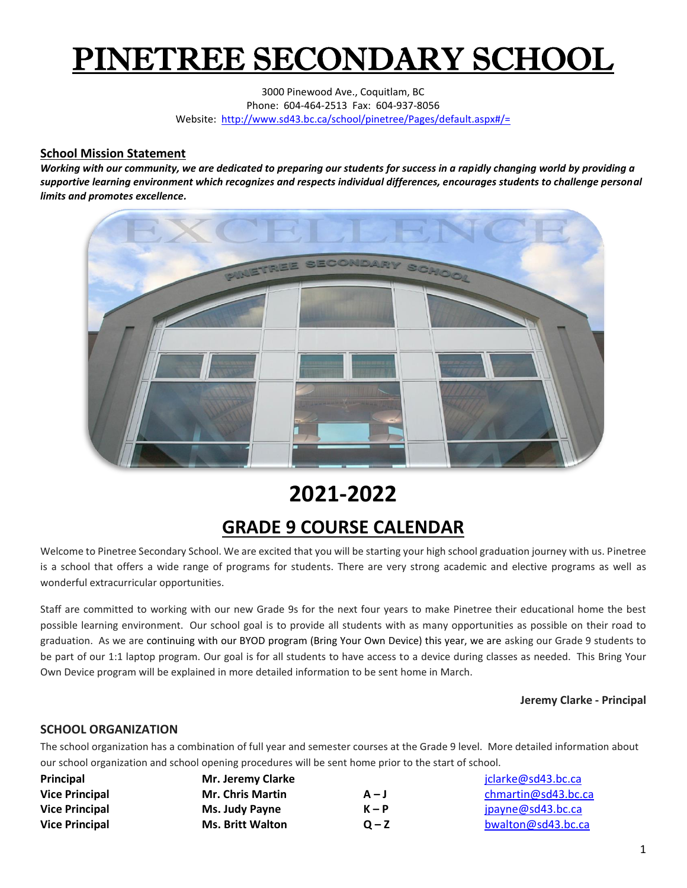# PINETREE SECONDARY SCHOOL

3000 Pinewood Ave., Coquitlam, BC
Phone: 604-464-2513 Fax: 604-937-8056
Website: http://www.sd43.bc.ca/school/pinetree/Pages/default.aspx#/=

## School Mission Statement

***Working with our community, we are dedicated to preparing our students for success in a rapidly changing world by providing a supportive learning environment which recognizes and respects individual differences, encourages students to challenge personal limits and promotes excellence.***

# 2021-2022

## GRADE 9 COURSE CALENDAR

Welcome to Pinetree Secondary School. We are excited that you will be starting your high school graduation journey with us. Pinetree is a school that offers a wide range of programs for students. There are very strong academic and elective programs as well as wonderful extracurricular opportunities.

Staff are committed to working with our new Grade 9s for the next four years to make Pinetree their educational home the best possible learning environment. Our school goal is to provide all students with as many opportunities as possible on their road to graduation. As we are continuing with our BYOD program (Bring Your Own Device) this year, we are asking our Grade 9 students to be part of our 1:1 laptop program. Our goal is for all students to have access to a device during classes as needed. This Bring Your Own Device program will be explained in more detailed information to be sent home in March.

**Jeremy Clarke - Principal**

### SCHOOL ORGANIZATION

The school organization has a combination of full year and semester courses at the Grade 9 level. More detailed information about our school organization and school opening procedures will be sent home prior to the start of school.

| | | | |
|---|---|---|---|
| **Principal** | **Mr. Jeremy Clarke** | | jclarke@sd43.bc.ca |
| **Vice Principal** | **Mr. Chris Martin** | **A – J** | chmartin@sd43.bc.ca |
| **Vice Principal** | **Ms. Judy Payne** | **K – P** | jpayne@sd43.bc.ca |
| **Vice Principal** | **Ms. Britt Walton** | **Q – Z** | bwalton@sd43.bc.ca |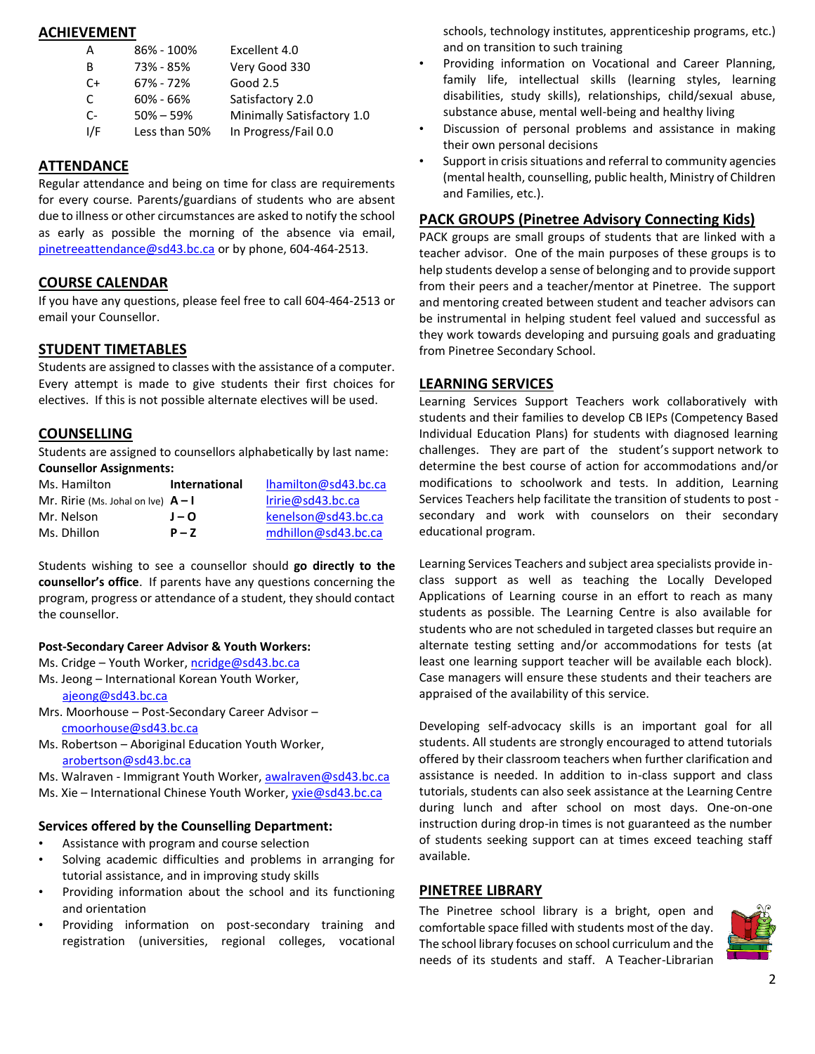## ACHIEVEMENT

| | | |
|---|---|---|
| A | 86% - 100% | Excellent 4.0 |
| B | 73% - 85% | Very Good 330 |
| C+ | 67% - 72% | Good 2.5 |
| C | 60% - 66% | Satisfactory 2.0 |
| C- | 50% – 59% | Minimally Satisfactory 1.0 |
| I/F | Less than 50% | In Progress/Fail 0.0 |

## ATTENDANCE

Regular attendance and being on time for class are requirements for every course. Parents/guardians of students who are absent due to illness or other circumstances are asked to notify the school as early as possible the morning of the absence via email, pinetreeattendance@sd43.bc.ca or by phone, 604-464-2513.

## COURSE CALENDAR

If you have any questions, please feel free to call 604-464-2513 or email your Counsellor.

## STUDENT TIMETABLES

Students are assigned to classes with the assistance of a computer. Every attempt is made to give students their first choices for electives. If this is not possible alternate electives will be used.

## COUNSELLING

Students are assigned to counsellors alphabetically by last name:

**Counsellor Assignments:**

| | | |
|---|---|---|
| Ms. Hamilton | **International** | lhamilton@sd43.bc.ca |
| Mr. Ririe (Ms. Johal on lve) | **A – I** | lririe@sd43.bc.ca |
| Mr. Nelson | **J – O** | kenelson@sd43.bc.ca |
| Ms. Dhillon | **P – Z** | mdhillon@sd43.bc.ca |

Students wishing to see a counsellor should **go directly to the counsellor's office**. If parents have any questions concerning the program, progress or attendance of a student, they should contact the counsellor.

**Post-Secondary Career Advisor & Youth Workers:**

Ms. Cridge – Youth Worker, ncridge@sd43.bc.ca
Ms. Jeong – International Korean Youth Worker, ajeong@sd43.bc.ca
Mrs. Moorhouse – Post-Secondary Career Advisor – cmoorhouse@sd43.bc.ca
Ms. Robertson – Aboriginal Education Youth Worker, arobertson@sd43.bc.ca
Ms. Walraven - Immigrant Youth Worker, awalraven@sd43.bc.ca
Ms. Xie – International Chinese Youth Worker, yxie@sd43.bc.ca

### Services offered by the Counselling Department:

- Assistance with program and course selection
- Solving academic difficulties and problems in arranging for tutorial assistance, and in improving study skills
- Providing information about the school and its functioning and orientation
- Providing information on post-secondary training and registration (universities, regional colleges, vocational schools, technology institutes, apprenticeship programs, etc.) and on transition to such training
- Providing information on Vocational and Career Planning, family life, intellectual skills (learning styles, learning disabilities, study skills), relationships, child/sexual abuse, substance abuse, mental well-being and healthy living
- Discussion of personal problems and assistance in making their own personal decisions
- Support in crisis situations and referral to community agencies (mental health, counselling, public health, Ministry of Children and Families, etc.).

## PACK GROUPS (Pinetree Advisory Connecting Kids)

PACK groups are small groups of students that are linked with a teacher advisor. One of the main purposes of these groups is to help students develop a sense of belonging and to provide support from their peers and a teacher/mentor at Pinetree. The support and mentoring created between student and teacher advisors can be instrumental in helping student feel valued and successful as they work towards developing and pursuing goals and graduating from Pinetree Secondary School.

## LEARNING SERVICES

Learning Services Support Teachers work collaboratively with students and their families to develop CB IEPs (Competency Based Individual Education Plans) for students with diagnosed learning challenges. They are part of the student's support network to determine the best course of action for accommodations and/or modifications to schoolwork and tests. In addition, Learning Services Teachers help facilitate the transition of students to post - secondary and work with counselors on their secondary educational program.

Learning Services Teachers and subject area specialists provide in-class support as well as teaching the Locally Developed Applications of Learning course in an effort to reach as many students as possible. The Learning Centre is also available for students who are not scheduled in targeted classes but require an alternate testing setting and/or accommodations for tests (at least one learning support teacher will be available each block). Case managers will ensure these students and their teachers are appraised of the availability of this service.

Developing self-advocacy skills is an important goal for all students. All students are strongly encouraged to attend tutorials offered by their classroom teachers when further clarification and assistance is needed. In addition to in-class support and class tutorials, students can also seek assistance at the Learning Centre during lunch and after school on most days. One-on-one instruction during drop-in times is not guaranteed as the number of students seeking support can at times exceed teaching staff available.

## PINETREE LIBRARY

The Pinetree school library is a bright, open and comfortable space filled with students most of the day. The school library focuses on school curriculum and the needs of its students and staff. A Teacher-Librarian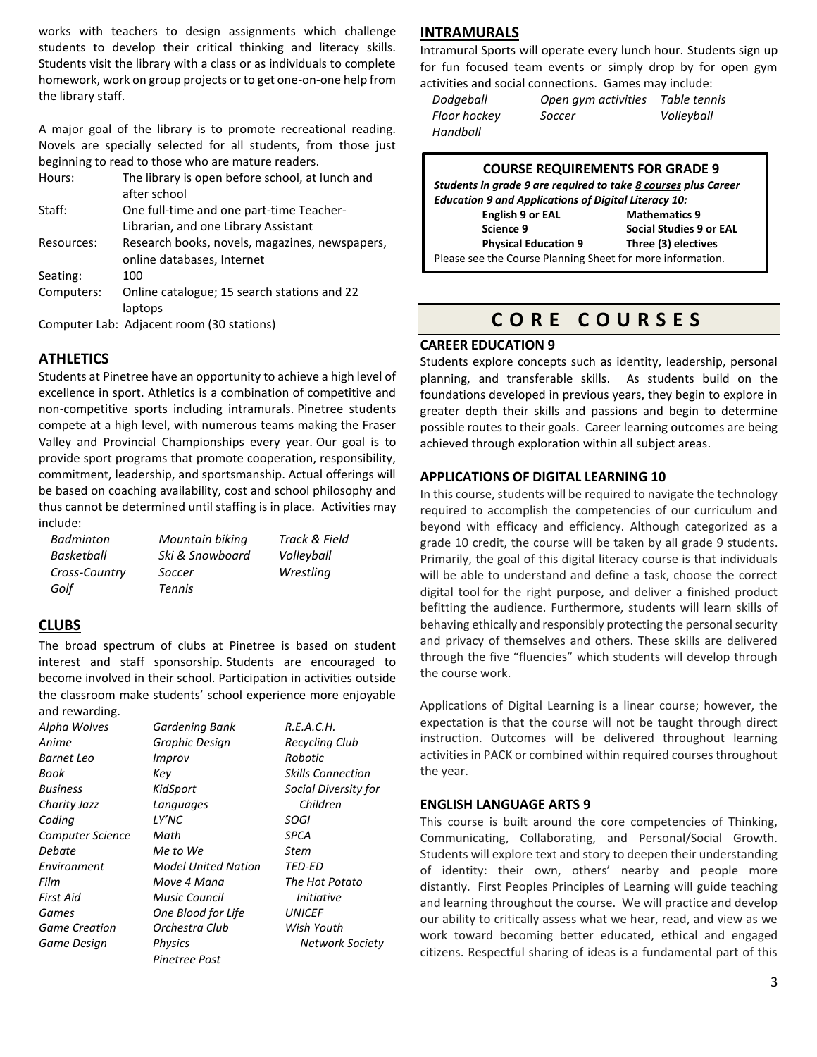works with teachers to design assignments which challenge students to develop their critical thinking and literacy skills. Students visit the library with a class or as individuals to complete homework, work on group projects or to get one-on-one help from the library staff.

A major goal of the library is to promote recreational reading. Novels are specially selected for all students, from those just beginning to read to those who are mature readers.

| | |
|---|---|
| Hours: | The library is open before school, at lunch and after school |
| Staff: | One full-time and one part-time Teacher-Librarian, and one Library Assistant |
| Resources: | Research books, novels, magazines, newspapers, online databases, Internet |
| Seating: | 100 |
| Computers: | Online catalogue; 15 search stations and 22 laptops |

Computer Lab: Adjacent room (30 stations)

## ATHLETICS

Students at Pinetree have an opportunity to achieve a high level of excellence in sport. Athletics is a combination of competitive and non-competitive sports including intramurals. Pinetree students compete at a high level, with numerous teams making the Fraser Valley and Provincial Championships every year. Our goal is to provide sport programs that promote cooperation, responsibility, commitment, leadership, and sportsmanship. Actual offerings will be based on coaching availability, cost and school philosophy and thus cannot be determined until staffing is in place. Activities may include:

| | | |
|---|---|---|
| *Badminton* | *Mountain biking* | *Track & Field* |
| *Basketball* | *Ski & Snowboard* | *Volleyball* |
| *Cross-Country* | *Soccer* | *Wrestling* |
| *Golf* | *Tennis* | |

## CLUBS

The broad spectrum of clubs at Pinetree is based on student interest and staff sponsorship. Students are encouraged to become involved in their school. Participation in activities outside the classroom make students' school experience more enjoyable and rewarding.

| | | |
|---|---|---|
| *Alpha Wolves* | *Gardening Bank* | *R.E.A.C.H.* |
| *Anime* | *Graphic Design* | *Recycling Club* |
| *Barnet Leo* | *Improv* | *Robotic* |
| *Book* | *Key* | *Skills Connection* |
| *Business* | *KidSport* | *Social Diversity for Children* |
| *Charity Jazz* | *Languages* | *SOGI* |
| *Coding* | *LY'NC* | *SPCA* |
| *Computer Science* | *Math* | *Stem* |
| *Debate* | *Me to We* | *TED-ED* |
| *Environment* | *Model United Nation* | *The Hot Potato Initiative* |
| *Film* | *Move 4 Mana* | *UNICEF* |
| *First Aid* | *Music Council* | *Wish Youth Network Society* |
| *Games* | *One Blood for Life* | |
| *Game Creation* | *Orchestra Club* | |
| *Game Design* | *Physics* | |
| | *Pinetree Post* | |

## INTRAMURALS

Intramural Sports will operate every lunch hour. Students sign up for fun focused team events or simply drop by for open gym activities and social connections. Games may include:

| | | |
|---|---|---|
| *Dodgeball* | *Open gym activities* | *Table tennis* |
| *Floor hockey* | *Soccer* | *Volleyball* |
| *Handball* | | |

**COURSE REQUIREMENTS FOR GRADE 9**

***Students in grade 9 are required to take 8 courses plus Career Education 9 and Applications of Digital Literacy 10:***

| | |
|---|---|
| **English 9 or EAL** | **Mathematics 9** |
| **Science 9** | **Social Studies 9 or EAL** |
| **Physical Education 9** | **Three (3) electives** |

Please see the Course Planning Sheet for more information.

# CORE COURSES

### CAREER EDUCATION 9

Students explore concepts such as identity, leadership, personal planning, and transferable skills. As students build on the foundations developed in previous years, they begin to explore in greater depth their skills and passions and begin to determine possible routes to their goals. Career learning outcomes are being achieved through exploration within all subject areas.

### APPLICATIONS OF DIGITAL LEARNING 10

In this course, students will be required to navigate the technology required to accomplish the competencies of our curriculum and beyond with efficacy and efficiency. Although categorized as a grade 10 credit, the course will be taken by all grade 9 students. Primarily, the goal of this digital literacy course is that individuals will be able to understand and define a task, choose the correct digital tool for the right purpose, and deliver a finished product befitting the audience. Furthermore, students will learn skills of behaving ethically and responsibly protecting the personal security and privacy of themselves and others. These skills are delivered through the five "fluencies" which students will develop through the course work.

Applications of Digital Learning is a linear course; however, the expectation is that the course will not be taught through direct instruction. Outcomes will be delivered throughout learning activities in PACK or combined within required courses throughout the year.

### ENGLISH LANGUAGE ARTS 9

This course is built around the core competencies of Thinking, Communicating, Collaborating, and Personal/Social Growth. Students will explore text and story to deepen their understanding of identity: their own, others' nearby and people more distantly. First Peoples Principles of Learning will guide teaching and learning throughout the course. We will practice and develop our ability to critically assess what we hear, read, and view as we work toward becoming better educated, ethical and engaged citizens. Respectful sharing of ideas is a fundamental part of this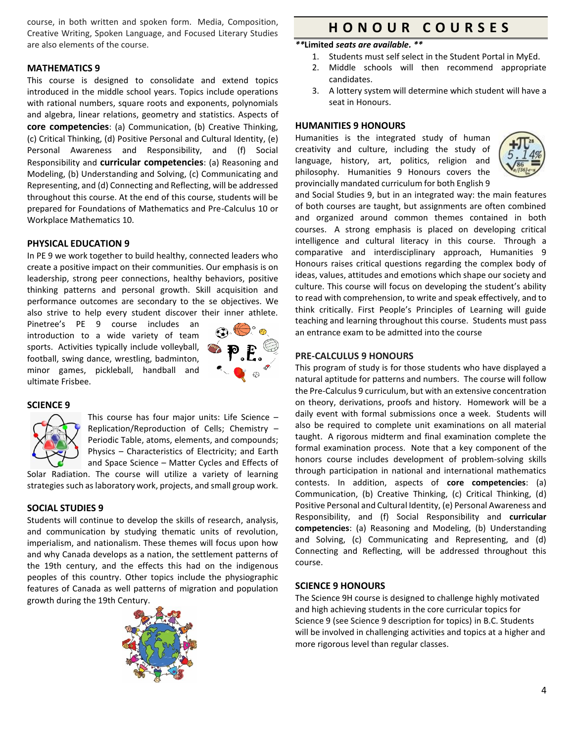course, in both written and spoken form. Media, Composition, Creative Writing, Spoken Language, and Focused Literary Studies are also elements of the course.

### MATHEMATICS 9

This course is designed to consolidate and extend topics introduced in the middle school years. Topics include operations with rational numbers, square roots and exponents, polynomials and algebra, linear relations, geometry and statistics. Aspects of **core competencies**: (a) Communication, (b) Creative Thinking, (c) Critical Thinking, (d) Positive Personal and Cultural Identity, (e) Personal Awareness and Responsibility, and (f) Social Responsibility and **curricular competencies**: (a) Reasoning and Modeling, (b) Understanding and Solving, (c) Communicating and Representing, and (d) Connecting and Reflecting, will be addressed throughout this course. At the end of this course, students will be prepared for Foundations of Mathematics and Pre-Calculus 10 or Workplace Mathematics 10.

### PHYSICAL EDUCATION 9

In PE 9 we work together to build healthy, connected leaders who create a positive impact on their communities. Our emphasis is on leadership, strong peer connections, healthy behaviors, positive thinking patterns and personal growth. Skill acquisition and performance outcomes are secondary to the se objectives. We also strive to help every student discover their inner athlete. Pinetree's PE 9 course includes an introduction to a wide variety of team sports. Activities typically include volleyball, football, swing dance, wrestling, badminton, minor games, pickleball, handball and ultimate Frisbee.

### SCIENCE 9

This course has four major units: Life Science – Replication/Reproduction of Cells; Chemistry – Periodic Table, atoms, elements, and compounds; Physics – Characteristics of Electricity; and Earth and Space Science – Matter Cycles and Effects of Solar Radiation. The course will utilize a variety of learning strategies such as laboratory work, projects, and small group work.

### SOCIAL STUDIES 9

Students will continue to develop the skills of research, analysis, and communication by studying thematic units of revolution, imperialism, and nationalism. These themes will focus upon how and why Canada develops as a nation, the settlement patterns of the 19th century, and the effects this had on the indigenous peoples of this country. Other topics include the physiographic features of Canada as well patterns of migration and population growth during the 19th Century.

## HONOUR COURSES

***Limited *seats are available.* ***

1. Students must self select in the Student Portal in MyEd.
2. Middle schools will then recommend appropriate candidates.
3. A lottery system will determine which student will have a seat in Honours.

### HUMANITIES 9 HONOURS

Humanities is the integrated study of human creativity and culture, including the study of language, history, art, politics, religion and philosophy. Humanities 9 Honours covers the provincially mandated curriculum for both English 9 and Social Studies 9, but in an integrated way: the main features of both courses are taught, but assignments are often combined and organized around common themes contained in both courses. A strong emphasis is placed on developing critical intelligence and cultural literacy in this course. Through a comparative and interdisciplinary approach, Humanities 9 Honours raises critical questions regarding the complex body of ideas, values, attitudes and emotions which shape our society and culture. This course will focus on developing the student's ability to read with comprehension, to write and speak effectively, and to think critically. First People's Principles of Learning will guide teaching and learning throughout this course. Students must pass an entrance exam to be admitted into the course

### PRE-CALCULUS 9 HONOURS

This program of study is for those students who have displayed a natural aptitude for patterns and numbers. The course will follow the Pre-Calculus 9 curriculum, but with an extensive concentration on theory, derivations, proofs and history. Homework will be a daily event with formal submissions once a week. Students will also be required to complete unit examinations on all material taught. A rigorous midterm and final examination complete the formal examination process. Note that a key component of the honors course includes development of problem-solving skills through participation in national and international mathematics contests. In addition, aspects of **core competencies**: (a) Communication, (b) Creative Thinking, (c) Critical Thinking, (d) Positive Personal and Cultural Identity, (e) Personal Awareness and Responsibility, and (f) Social Responsibility and **curricular competencies**: (a) Reasoning and Modeling, (b) Understanding and Solving, (c) Communicating and Representing, and (d) Connecting and Reflecting, will be addressed throughout this course.

### SCIENCE 9 HONOURS

The Science 9H course is designed to challenge highly motivated and high achieving students in the core curricular topics for Science 9 (see Science 9 description for topics) in B.C. Students will be involved in challenging activities and topics at a higher and more rigorous level than regular classes.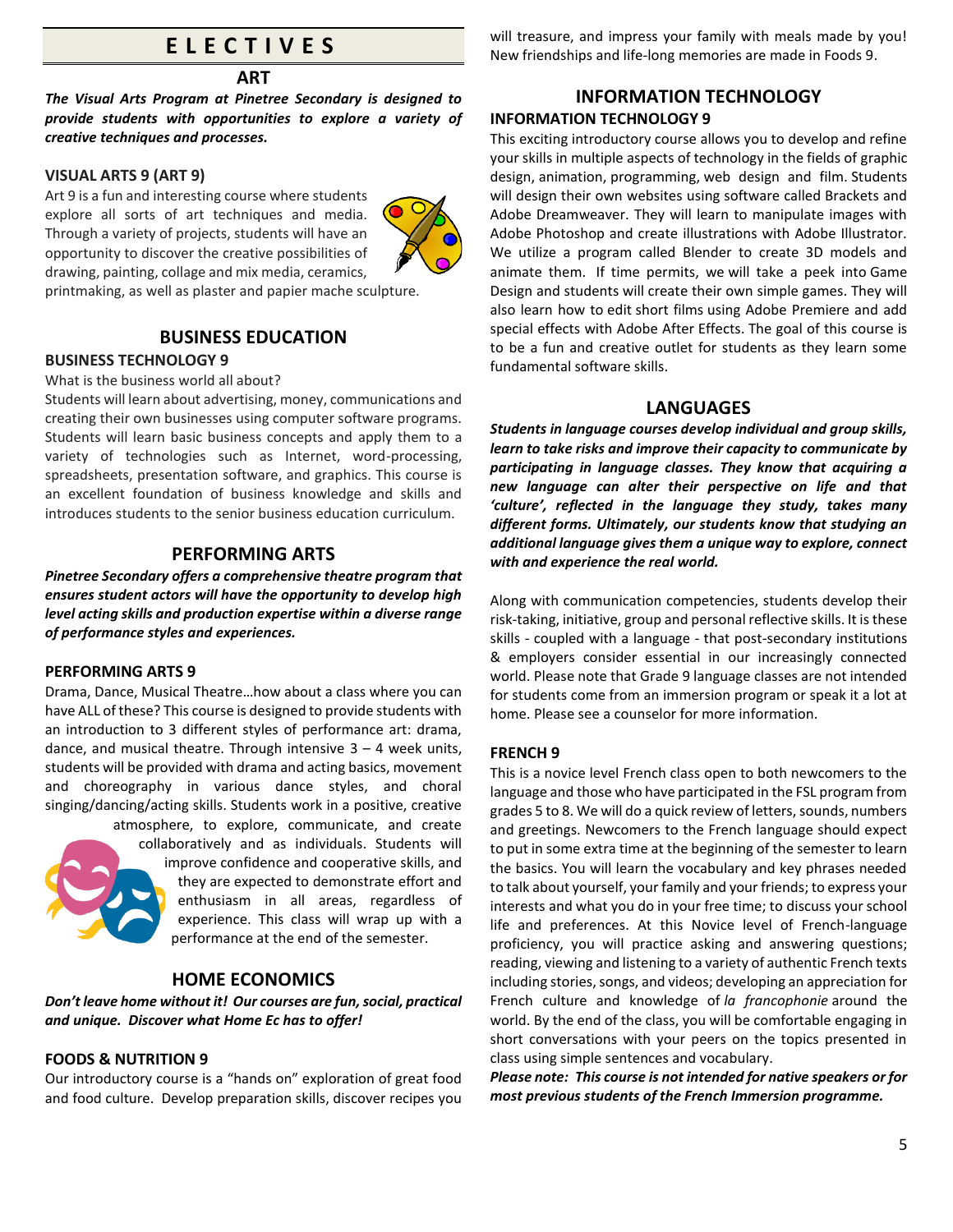# ELECTIVES

## ART

***The Visual Arts Program at Pinetree Secondary is designed to provide students with opportunities to explore a variety of creative techniques and processes.***

### VISUAL ARTS 9 (ART 9)

Art 9 is a fun and interesting course where students explore all sorts of art techniques and media. Through a variety of projects, students will have an opportunity to discover the creative possibilities of drawing, painting, collage and mix media, ceramics, printmaking, as well as plaster and papier mache sculpture.

## BUSINESS EDUCATION

### BUSINESS TECHNOLOGY 9

What is the business world all about?

Students will learn about advertising, money, communications and creating their own businesses using computer software programs. Students will learn basic business concepts and apply them to a variety of technologies such as Internet, word-processing, spreadsheets, presentation software, and graphics. This course is an excellent foundation of business knowledge and skills and introduces students to the senior business education curriculum.

## PERFORMING ARTS

***Pinetree Secondary offers a comprehensive theatre program that ensures student actors will have the opportunity to develop high level acting skills and production expertise within a diverse range of performance styles and experiences.***

### PERFORMING ARTS 9

Drama, Dance, Musical Theatre…how about a class where you can have ALL of these? This course is designed to provide students with an introduction to 3 different styles of performance art: drama, dance, and musical theatre. Through intensive 3 – 4 week units, students will be provided with drama and acting basics, movement and choreography in various dance styles, and choral singing/dancing/acting skills. Students work in a positive, creative atmosphere, to explore, communicate, and create collaboratively and as individuals. Students will improve confidence and cooperative skills, and they are expected to demonstrate effort and enthusiasm in all areas, regardless of experience. This class will wrap up with a performance at the end of the semester.

## HOME ECONOMICS

***Don't leave home without it! Our courses are fun, social, practical and unique. Discover what Home Ec has to offer!***

### FOODS & NUTRITION 9

Our introductory course is a "hands on" exploration of great food and food culture. Develop preparation skills, discover recipes you will treasure, and impress your family with meals made by you! New friendships and life-long memories are made in Foods 9.

## INFORMATION TECHNOLOGY

### INFORMATION TECHNOLOGY 9

This exciting introductory course allows you to develop and refine your skills in multiple aspects of technology in the fields of graphic design, animation, programming, web design and film. Students will design their own websites using software called Brackets and Adobe Dreamweaver. They will learn to manipulate images with Adobe Photoshop and create illustrations with Adobe Illustrator. We utilize a program called Blender to create 3D models and animate them. If time permits, we will take a peek into Game Design and students will create their own simple games. They will also learn how to edit short films using Adobe Premiere and add special effects with Adobe After Effects. The goal of this course is to be a fun and creative outlet for students as they learn some fundamental software skills.

## LANGUAGES

***Students in language courses develop individual and group skills, learn to take risks and improve their capacity to communicate by participating in language classes. They know that acquiring a new language can alter their perspective on life and that 'culture', reflected in the language they study, takes many different forms. Ultimately, our students know that studying an additional language gives them a unique way to explore, connect with and experience the real world.***

Along with communication competencies, students develop their risk-taking, initiative, group and personal reflective skills. It is these skills - coupled with a language - that post-secondary institutions & employers consider essential in our increasingly connected world. Please note that Grade 9 language classes are not intended for students come from an immersion program or speak it a lot at home. Please see a counselor for more information.

### FRENCH 9

This is a novice level French class open to both newcomers to the language and those who have participated in the FSL program from grades 5 to 8. We will do a quick review of letters, sounds, numbers and greetings. Newcomers to the French language should expect to put in some extra time at the beginning of the semester to learn the basics. You will learn the vocabulary and key phrases needed to talk about yourself, your family and your friends; to express your interests and what you do in your free time; to discuss your school life and preferences. At this Novice level of French-language proficiency, you will practice asking and answering questions; reading, viewing and listening to a variety of authentic French texts including stories, songs, and videos; developing an appreciation for French culture and knowledge of *la francophonie* around the world. By the end of the class, you will be comfortable engaging in short conversations with your peers on the topics presented in class using simple sentences and vocabulary.

***Please note: This course is not intended for native speakers or for most previous students of the French Immersion programme.***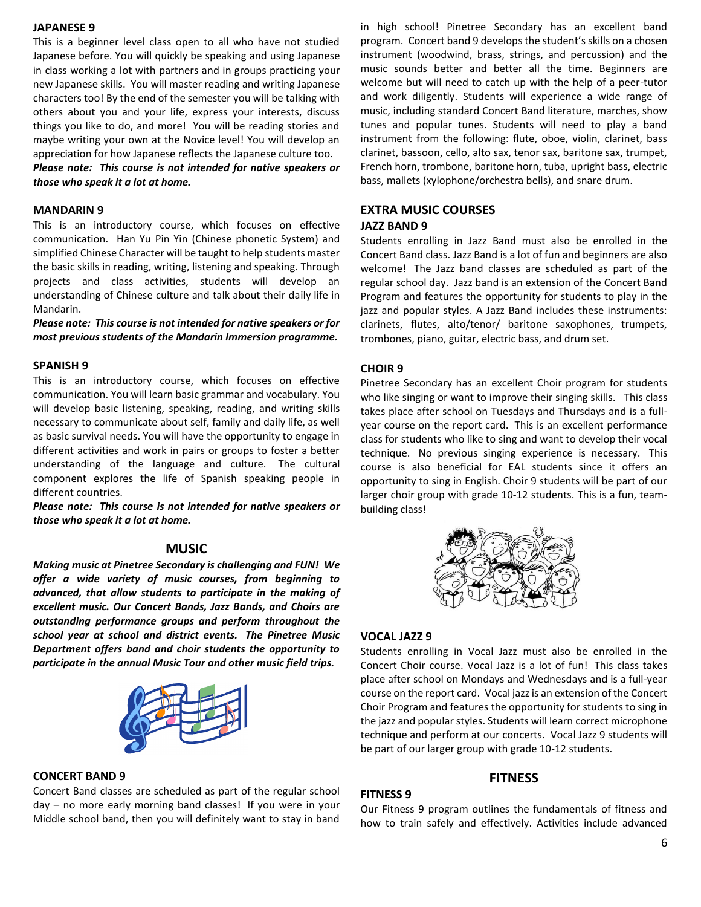### JAPANESE 9

This is a beginner level class open to all who have not studied Japanese before. You will quickly be speaking and using Japanese in class working a lot with partners and in groups practicing your new Japanese skills. You will master reading and writing Japanese characters too! By the end of the semester you will be talking with others about you and your life, express your interests, discuss things you like to do, and more! You will be reading stories and maybe writing your own at the Novice level! You will develop an appreciation for how Japanese reflects the Japanese culture too.

***Please note: This course is not intended for native speakers or those who speak it a lot at home.***

### MANDARIN 9

This is an introductory course, which focuses on effective communication. Han Yu Pin Yin (Chinese phonetic System) and simplified Chinese Character will be taught to help students master the basic skills in reading, writing, listening and speaking. Through projects and class activities, students will develop an understanding of Chinese culture and talk about their daily life in Mandarin.

***Please note: This course is not intended for native speakers or for most previous students of the Mandarin Immersion programme.***

### SPANISH 9

This is an introductory course, which focuses on effective communication. You will learn basic grammar and vocabulary. You will develop basic listening, speaking, reading, and writing skills necessary to communicate about self, family and daily life, as well as basic survival needs. You will have the opportunity to engage in different activities and work in pairs or groups to foster a better understanding of the language and culture. The cultural component explores the life of Spanish speaking people in different countries.

***Please note: This course is not intended for native speakers or those who speak it a lot at home.***

## MUSIC

***Making music at Pinetree Secondary is challenging and FUN! We offer a wide variety of music courses, from beginning to advanced, that allow students to participate in the making of excellent music. Our Concert Bands, Jazz Bands, and Choirs are outstanding performance groups and perform throughout the school year at school and district events. The Pinetree Music Department offers band and choir students the opportunity to participate in the annual Music Tour and other music field trips.***

### CONCERT BAND 9

Concert Band classes are scheduled as part of the regular school day – no more early morning band classes! If you were in your Middle school band, then you will definitely want to stay in band in high school! Pinetree Secondary has an excellent band program. Concert band 9 develops the student's skills on a chosen instrument (woodwind, brass, strings, and percussion) and the music sounds better and better all the time. Beginners are welcome but will need to catch up with the help of a peer-tutor and work diligently. Students will experience a wide range of music, including standard Concert Band literature, marches, show tunes and popular tunes. Students will need to play a band instrument from the following: flute, oboe, violin, clarinet, bass clarinet, bassoon, cello, alto sax, tenor sax, baritone sax, trumpet, French horn, trombone, baritone horn, tuba, upright bass, electric bass, mallets (xylophone/orchestra bells), and snare drum.

## EXTRA MUSIC COURSES

### JAZZ BAND 9

Students enrolling in Jazz Band must also be enrolled in the Concert Band class. Jazz Band is a lot of fun and beginners are also welcome! The Jazz band classes are scheduled as part of the regular school day. Jazz band is an extension of the Concert Band Program and features the opportunity for students to play in the jazz and popular styles. A Jazz Band includes these instruments: clarinets, flutes, alto/tenor/ baritone saxophones, trumpets, trombones, piano, guitar, electric bass, and drum set.

### CHOIR 9

Pinetree Secondary has an excellent Choir program for students who like singing or want to improve their singing skills. This class takes place after school on Tuesdays and Thursdays and is a full-year course on the report card. This is an excellent performance class for students who like to sing and want to develop their vocal technique. No previous singing experience is necessary. This course is also beneficial for EAL students since it offers an opportunity to sing in English. Choir 9 students will be part of our larger choir group with grade 10-12 students. This is a fun, team-building class!

### VOCAL JAZZ 9

Students enrolling in Vocal Jazz must also be enrolled in the Concert Choir course. Vocal Jazz is a lot of fun! This class takes place after school on Mondays and Wednesdays and is a full-year course on the report card. Vocal jazz is an extension of the Concert Choir Program and features the opportunity for students to sing in the jazz and popular styles. Students will learn correct microphone technique and perform at our concerts. Vocal Jazz 9 students will be part of our larger group with grade 10-12 students.

## FITNESS

### FITNESS 9

Our Fitness 9 program outlines the fundamentals of fitness and how to train safely and effectively. Activities include advanced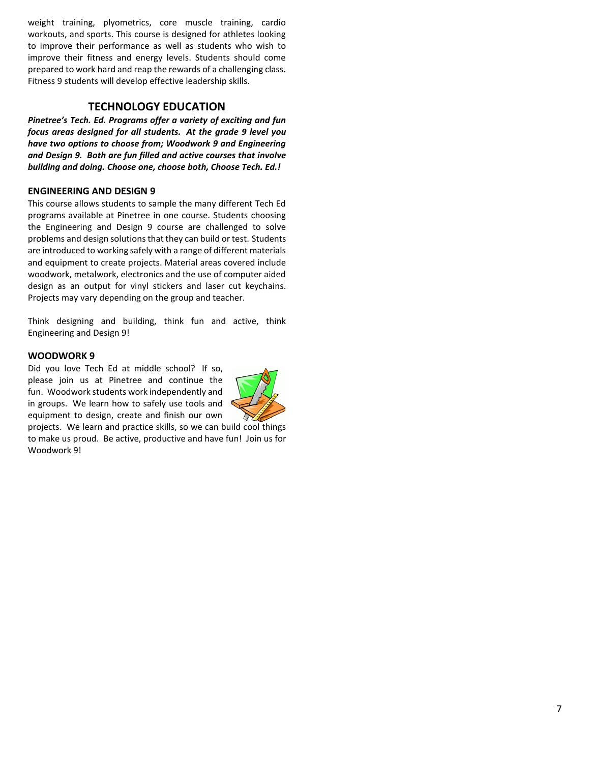weight training, plyometrics, core muscle training, cardio workouts, and sports. This course is designed for athletes looking to improve their performance as well as students who wish to improve their fitness and energy levels. Students should come prepared to work hard and reap the rewards of a challenging class. Fitness 9 students will develop effective leadership skills.

## TECHNOLOGY EDUCATION

***Pinetree's Tech. Ed. Programs offer a variety of exciting and fun focus areas designed for all students. At the grade 9 level you have two options to choose from; Woodwork 9 and Engineering and Design 9. Both are fun filled and active courses that involve building and doing. Choose one, choose both, Choose Tech. Ed.!***

### ENGINEERING AND DESIGN 9

This course allows students to sample the many different Tech Ed programs available at Pinetree in one course. Students choosing the Engineering and Design 9 course are challenged to solve problems and design solutions that they can build or test. Students are introduced to working safely with a range of different materials and equipment to create projects. Material areas covered include woodwork, metalwork, electronics and the use of computer aided design as an output for vinyl stickers and laser cut keychains. Projects may vary depending on the group and teacher.

Think designing and building, think fun and active, think Engineering and Design 9!

### WOODWORK 9

Did you love Tech Ed at middle school? If so, please join us at Pinetree and continue the fun. Woodwork students work independently and in groups. We learn how to safely use tools and equipment to design, create and finish our own projects. We learn and practice skills, so we can build cool things to make us proud. Be active, productive and have fun! Join us for Woodwork 9!